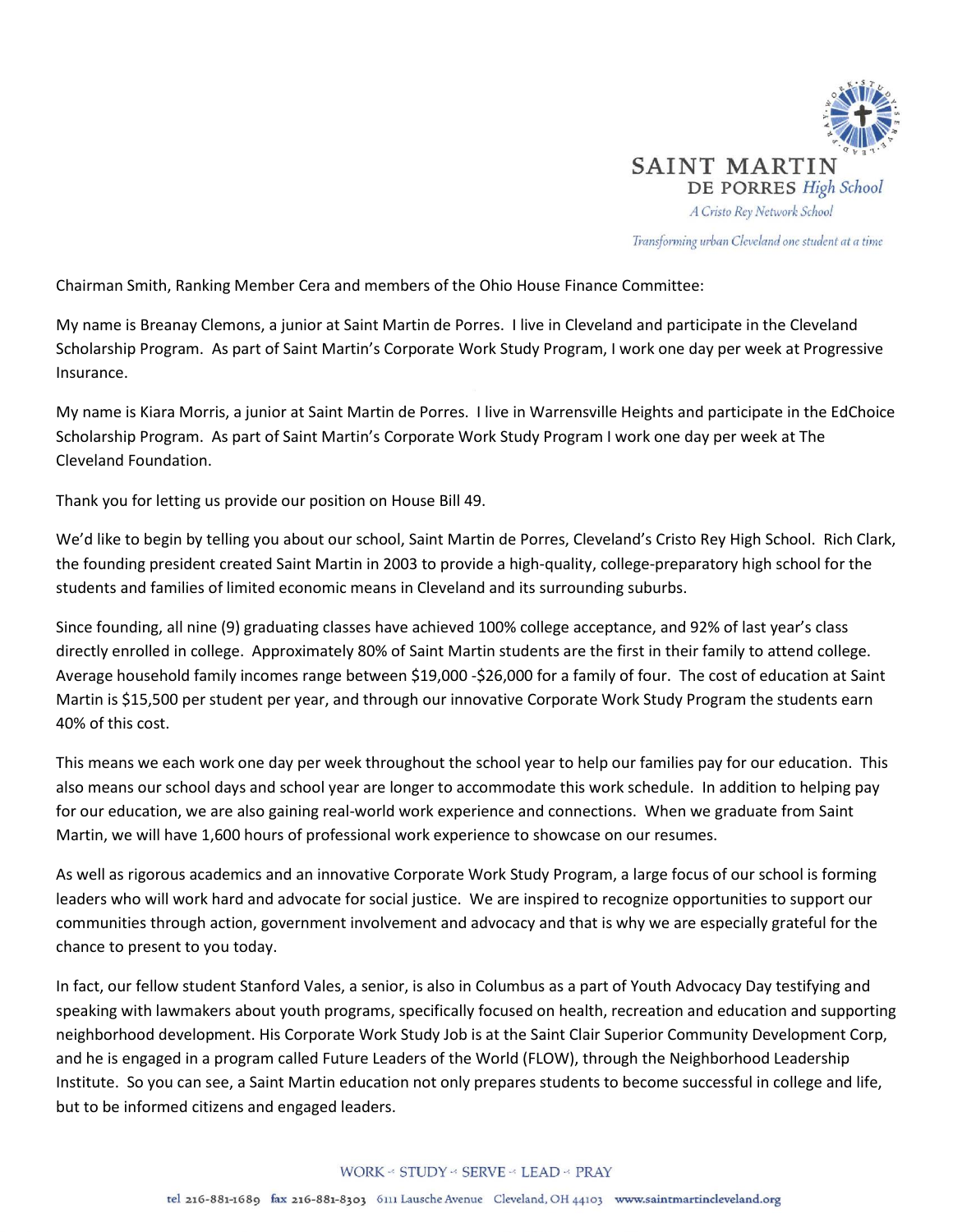SAINT MARTIN DE PORRES *High School*

*A Cristo Rey Network School*

*Transforming urban Cleveland one student at a time*

Chairman Smith, Ranking Member Cera and members of the Ohio House Finance Committee:

My name is Breanay Clemons, a junior at Saint Martin de Porres. I live in Cleveland and participate in the Cleveland Scholarship Program. As part of Saint Martin's Corporate Work Study Program, I work one day per week at Progressive Insurance.

My name is Kiara Morris, a junior at Saint Martin de Porres. I live in Warrensville Heights and participate in the EdChoice Scholarship Program. As part of Saint Martin's Corporate Work Study Program I work one day per week at The Cleveland Foundation.

Thank you for letting us provide our position on House Bill 49.

We'd like to begin by telling you about our school, Saint Martin de Porres, Cleveland's Cristo Rey High School. Rich Clark, the founding president created Saint Martin in 2003 to provide a high-quality, college-preparatory high school for the students and families of limited economic means in Cleveland and its surrounding suburbs.

Since founding, all nine (9) graduating classes have achieved 100% college acceptance, and 92% of last year's class directly enrolled in college. Approximately 80% of Saint Martin students are the first in their family to attend college. Average household family incomes range between $19,000 -$26,000 for a family of four. The cost of education at Saint Martin is $15,500 per student per year, and through our innovative Corporate Work Study Program the students earn 40% of this cost.

This means we each work one day per week throughout the school year to help our families pay for our education. This also means our school days and school year are longer to accommodate this work schedule. In addition to helping pay for our education, we are also gaining real-world work experience and connections. When we graduate from Saint Martin, we will have 1,600 hours of professional work experience to showcase on our resumes.

As well as rigorous academics and an innovative Corporate Work Study Program, a large focus of our school is forming leaders who will work hard and advocate for social justice. We are inspired to recognize opportunities to support our communities through action, government involvement and advocacy and that is why we are especially grateful for the chance to present to you today.

In fact, our fellow student Stanford Vales, a senior, is also in Columbus as a part of Youth Advocacy Day testifying and speaking with lawmakers about youth programs, specifically focused on health, recreation and education and supporting neighborhood development. His Corporate Work Study Job is at the Saint Clair Superior Community Development Corp, and he is engaged in a program called Future Leaders of the World (FLOW), through the Neighborhood Leadership Institute. So you can see, a Saint Martin education not only prepares students to become successful in college and life, but to be informed citizens and engaged leaders.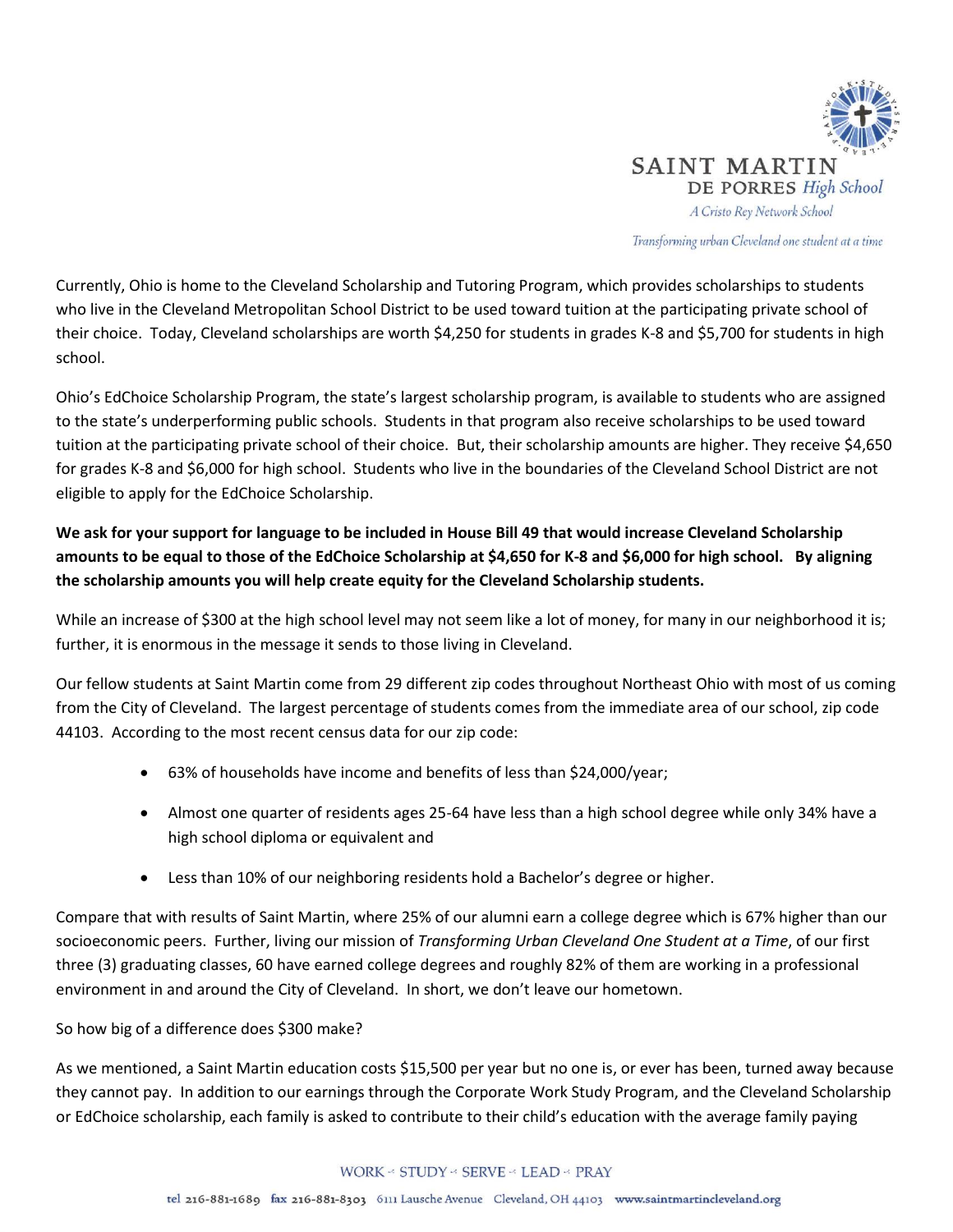Currently, Ohio is home to the Cleveland Scholarship and Tutoring Program, which provides scholarships to students who live in the Cleveland Metropolitan School District to be used toward tuition at the participating private school of their choice. Today, Cleveland scholarships are worth $4,250 for students in grades K-8 and $5,700 for students in high school.

Ohio's EdChoice Scholarship Program, the state's largest scholarship program, is available to students who are assigned to the state's underperforming public schools. Students in that program also receive scholarships to be used toward tuition at the participating private school of their choice. But, their scholarship amounts are higher. They receive $4,650 for grades K-8 and $6,000 for high school. Students who live in the boundaries of the Cleveland School District are not eligible to apply for the EdChoice Scholarship.

**We ask for your support for language to be included in House Bill 49 that would increase Cleveland Scholarship amounts to be equal to those of the EdChoice Scholarship at $4,650 for K-8 and $6,000 for high school. By aligning the scholarship amounts you will help create equity for the Cleveland Scholarship students.**

While an increase of $300 at the high school level may not seem like a lot of money, for many in our neighborhood it is; further, it is enormous in the message it sends to those living in Cleveland.

Our fellow students at Saint Martin come from 29 different zip codes throughout Northeast Ohio with most of us coming from the City of Cleveland. The largest percentage of students comes from the immediate area of our school, zip code 44103. According to the most recent census data for our zip code:

- 63% of households have income and benefits of less than $24,000/year;
- Almost one quarter of residents ages 25-64 have less than a high school degree while only 34% have a high school diploma or equivalent and
- Less than 10% of our neighboring residents hold a Bachelor's degree or higher.

Compare that with results of Saint Martin, where 25% of our alumni earn a college degree which is 67% higher than our socioeconomic peers. Further, living our mission of *Transforming Urban Cleveland One Student at a Time*, of our first three (3) graduating classes, 60 have earned college degrees and roughly 82% of them are working in a professional environment in and around the City of Cleveland. In short, we don't leave our hometown.

So how big of a difference does $300 make?

As we mentioned, a Saint Martin education costs $15,500 per year but no one is, or ever has been, turned away because they cannot pay. In addition to our earnings through the Corporate Work Study Program, and the Cleveland Scholarship or EdChoice scholarship, each family is asked to contribute to their child's education with the average family paying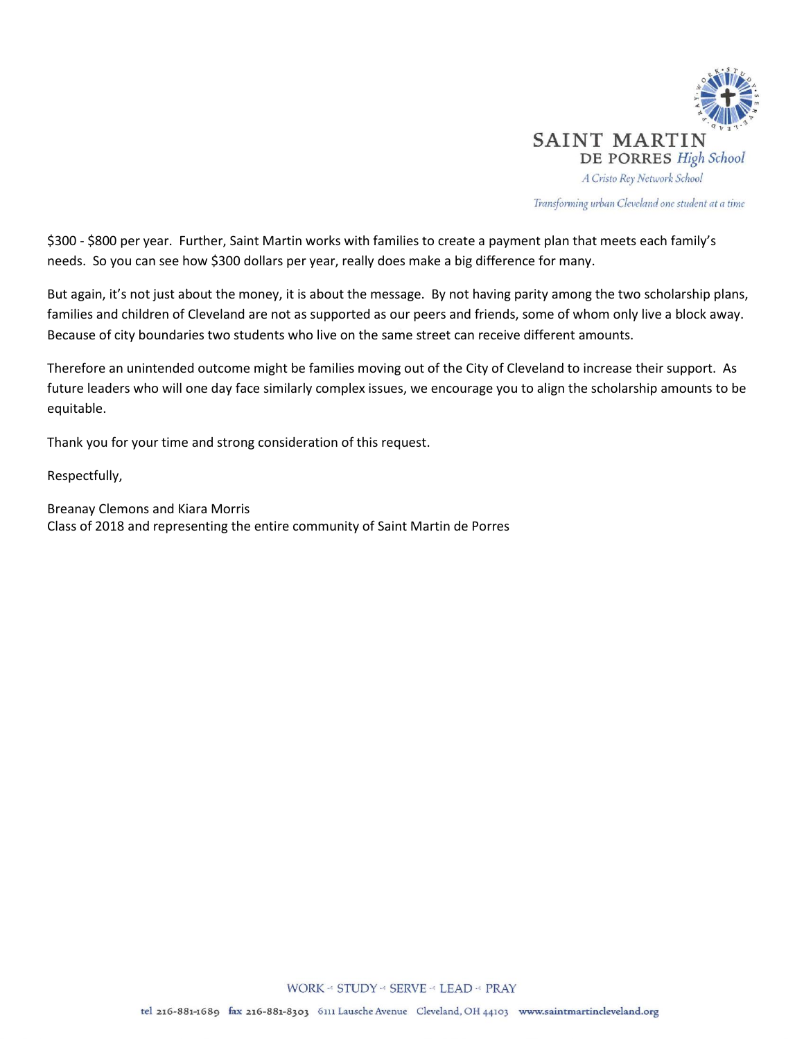$300 - $800 per year.  Further, Saint Martin works with families to create a payment plan that meets each family's needs.  So you can see how $300 dollars per year, really does make a big difference for many.

But again, it's not just about the money, it is about the message.  By not having parity among the two scholarship plans, families and children of Cleveland are not as supported as our peers and friends, some of whom only live a block away.  Because of city boundaries two students who live on the same street can receive different amounts.

Therefore an unintended outcome might be families moving out of the City of Cleveland to increase their support.  As future leaders who will one day face similarly complex issues, we encourage you to align the scholarship amounts to be equitable.

Thank you for your time and strong consideration of this request.

Respectfully,

Breanay Clemons and Kiara Morris
Class of 2018 and representing the entire community of Saint Martin de Porres